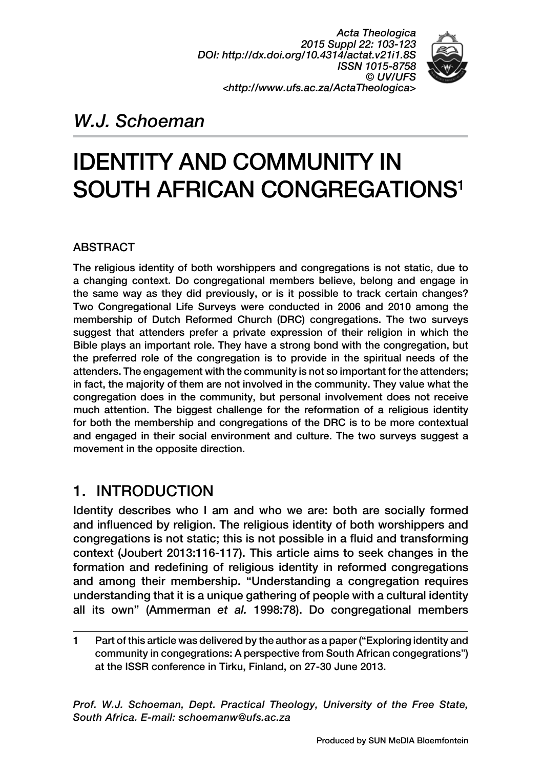*W.J. Schoeman*

# IDENTITY AND COMMUNITY IN SOUTH AFRICAN CONGREGATIONS[1]

## ABSTRACT

The religious identity of both worshippers and congregations is not static, due to a changing context. Do congregational members believe, belong and engage in the same way as they did previously, or is it possible to track certain changes? Two Congregational Life Surveys were conducted in 2006 and 2010 among the membership of Dutch Reformed Church (DRC) congregations. The two surveys suggest that attenders prefer a private expression of their religion in which the Bible plays an important role. They have a strong bond with the congregation, but the preferred role of the congregation is to provide in the spiritual needs of the attenders. The engagement with the community is not so important for the attenders; in fact, the majority of them are not involved in the community. They value what the congregation does in the community, but personal involvement does not receive much attention. The biggest challenge for the reformation of a religious identity for both the membership and congregations of the DRC is to be more contextual and engaged in their social environment and culture. The two surveys suggest a movement in the opposite direction.

## 1. INTRODUCTION

Identity describes who I am and who we are: both are socially formed and influenced by religion. The religious identity of both worshippers and congregations is not static; this is not possible in a fluid and transforming context (Joubert 2013:116-117). This article aims to seek changes in the formation and redefining of religious identity in reformed congregations and among their membership. "Understanding a congregation requires understanding that it is a unique gathering of people with a cultural identity all its own" (Ammerman *et al.* 1998:78). Do congregational members

---

1 Part of this article was delivered by the author as a paper ("Exploring identity and community in congegrations: A perspective from South African congegrations") at the ISSR conference in Tirku, Finland, on 27-30 June 2013.

*Prof. W.J. Schoeman, Dept. Practical Theology, University of the Free State, South Africa. E-mail: schoemanw@ufs.ac.za*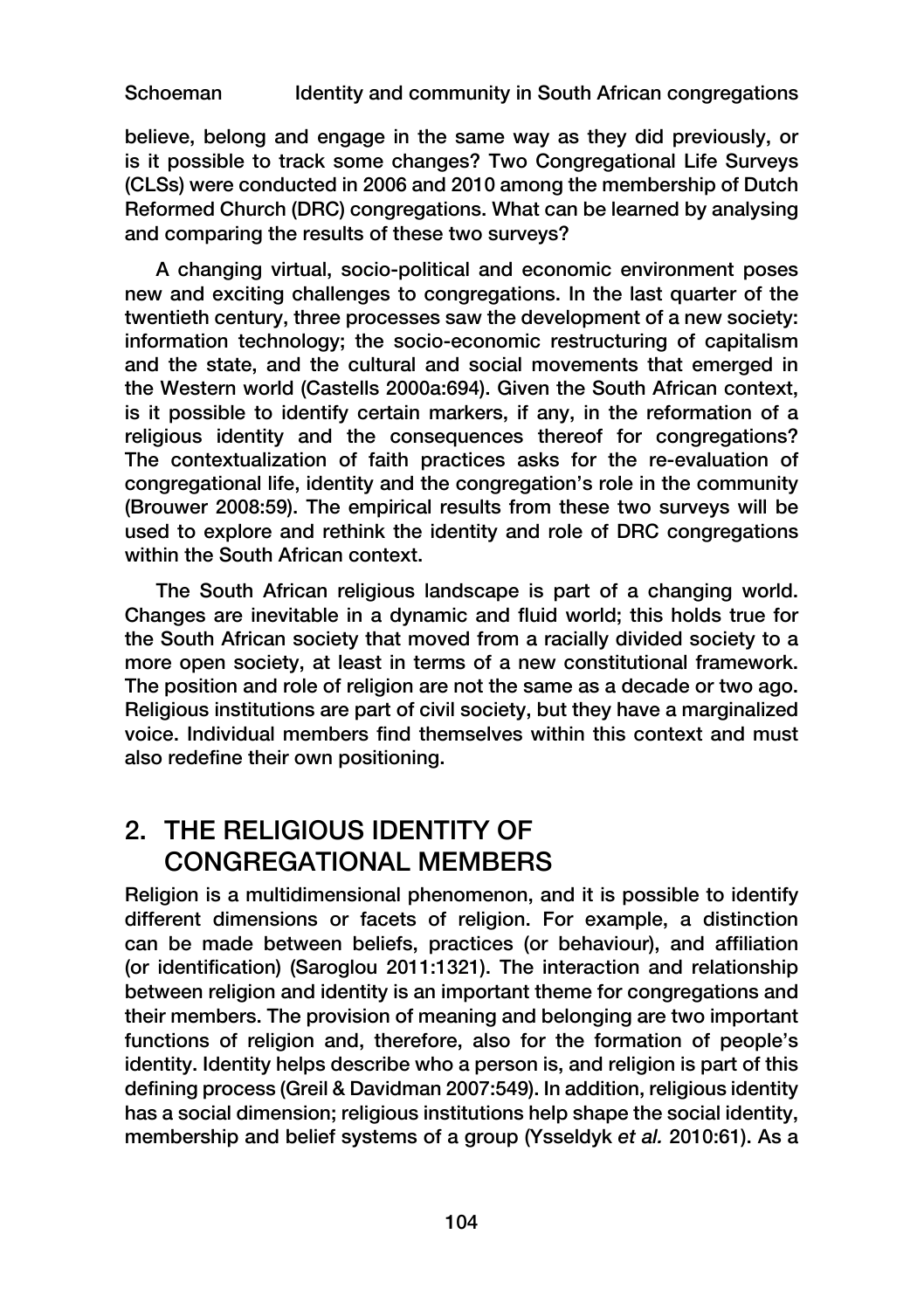believe, belong and engage in the same way as they did previously, or is it possible to track some changes? Two Congregational Life Surveys (CLSs) were conducted in 2006 and 2010 among the membership of Dutch Reformed Church (DRC) congregations. What can be learned by analysing and comparing the results of these two surveys?

A changing virtual, socio-political and economic environment poses new and exciting challenges to congregations. In the last quarter of the twentieth century, three processes saw the development of a new society: information technology; the socio-economic restructuring of capitalism and the state, and the cultural and social movements that emerged in the Western world (Castells 2000a:694). Given the South African context, is it possible to identify certain markers, if any, in the reformation of a religious identity and the consequences thereof for congregations? The contextualization of faith practices asks for the re-evaluation of congregational life, identity and the congregation's role in the community (Brouwer 2008:59). The empirical results from these two surveys will be used to explore and rethink the identity and role of DRC congregations within the South African context.

The South African religious landscape is part of a changing world. Changes are inevitable in a dynamic and fluid world; this holds true for the South African society that moved from a racially divided society to a more open society, at least in terms of a new constitutional framework. The position and role of religion are not the same as a decade or two ago. Religious institutions are part of civil society, but they have a marginalized voice. Individual members find themselves within this context and must also redefine their own positioning.

## 2. THE RELIGIOUS IDENTITY OF CONGREGATIONAL MEMBERS

Religion is a multidimensional phenomenon, and it is possible to identify different dimensions or facets of religion. For example, a distinction can be made between beliefs, practices (or behaviour), and affiliation (or identification) (Saroglou 2011:1321). The interaction and relationship between religion and identity is an important theme for congregations and their members. The provision of meaning and belonging are two important functions of religion and, therefore, also for the formation of people's identity. Identity helps describe who a person is, and religion is part of this defining process (Greil & Davidman 2007:549). In addition, religious identity has a social dimension; religious institutions help shape the social identity, membership and belief systems of a group (Ysseldyk *et al.* 2010:61). As a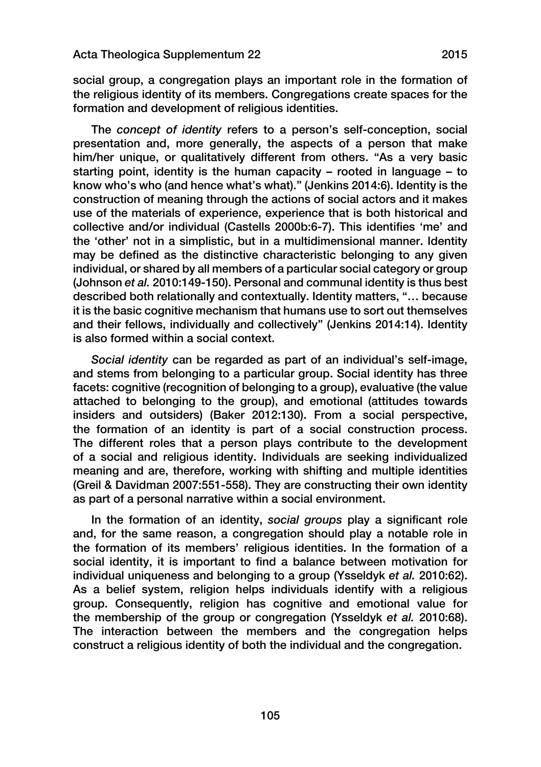social group, a congregation plays an important role in the formation of the religious identity of its members. Congregations create spaces for the formation and development of religious identities.

The *concept of identity* refers to a person's self-conception, social presentation and, more generally, the aspects of a person that make him/her unique, or qualitatively different from others. "As a very basic starting point, identity is the human capacity – rooted in language – to know who's who (and hence what's what)." (Jenkins 2014:6). Identity is the construction of meaning through the actions of social actors and it makes use of the materials of experience, experience that is both historical and collective and/or individual (Castells 2000b:6-7). This identifies 'me' and the 'other' not in a simplistic, but in a multidimensional manner. Identity may be defined as the distinctive characteristic belonging to any given individual, or shared by all members of a particular social category or group (Johnson *et al.* 2010:149-150). Personal and communal identity is thus best described both relationally and contextually. Identity matters, "… because it is the basic cognitive mechanism that humans use to sort out themselves and their fellows, individually and collectively" (Jenkins 2014:14). Identity is also formed within a social context.

*Social identity* can be regarded as part of an individual's self-image, and stems from belonging to a particular group. Social identity has three facets: cognitive (recognition of belonging to a group), evaluative (the value attached to belonging to the group), and emotional (attitudes towards insiders and outsiders) (Baker 2012:130). From a social perspective, the formation of an identity is part of a social construction process. The different roles that a person plays contribute to the development of a social and religious identity. Individuals are seeking individualized meaning and are, therefore, working with shifting and multiple identities (Greil & Davidman 2007:551-558). They are constructing their own identity as part of a personal narrative within a social environment.

In the formation of an identity, *social groups* play a significant role and, for the same reason, a congregation should play a notable role in the formation of its members' religious identities. In the formation of a social identity, it is important to find a balance between motivation for individual uniqueness and belonging to a group (Ysseldyk *et al.* 2010:62). As a belief system, religion helps individuals identify with a religious group. Consequently, religion has cognitive and emotional value for the membership of the group or congregation (Ysseldyk *et al.* 2010:68). The interaction between the members and the congregation helps construct a religious identity of both the individual and the congregation.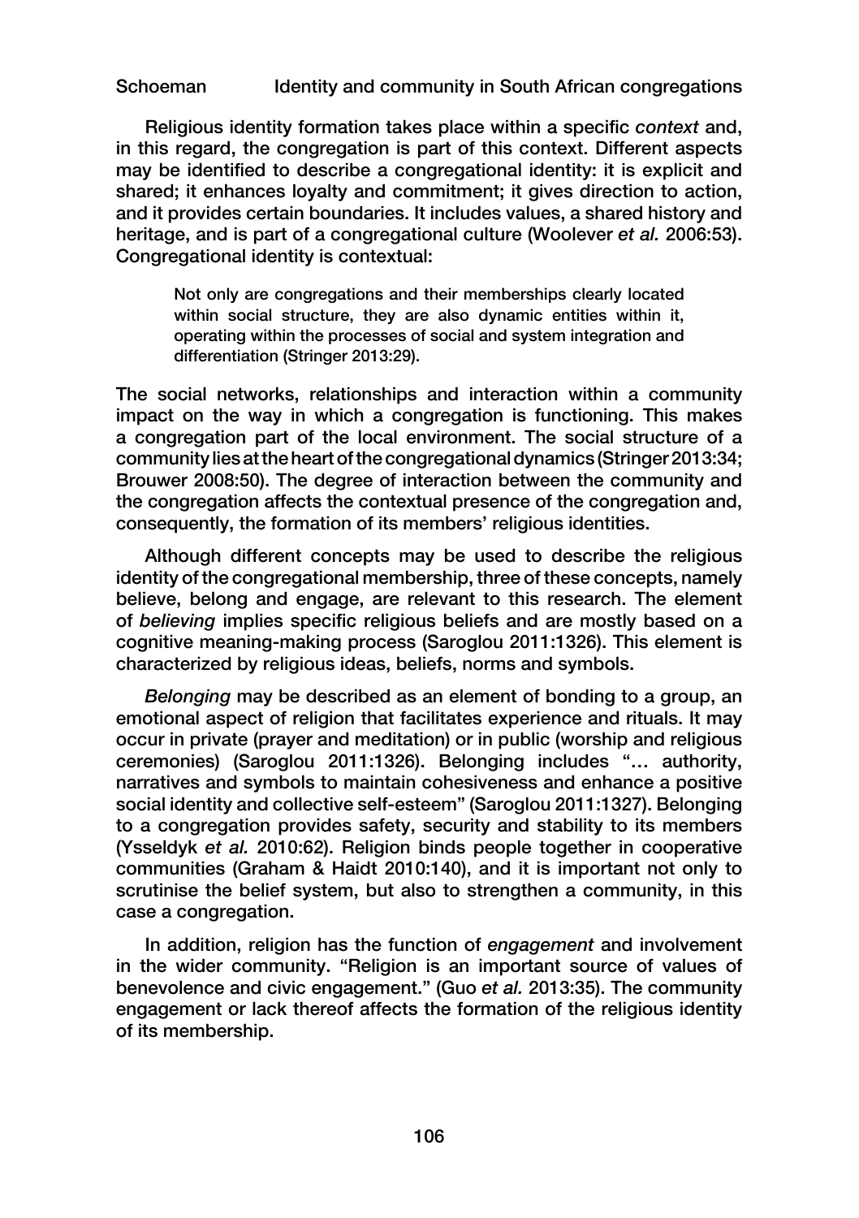Religious identity formation takes place within a specific *context* and, in this regard, the congregation is part of this context. Different aspects may be identified to describe a congregational identity: it is explicit and shared; it enhances loyalty and commitment; it gives direction to action, and it provides certain boundaries. It includes values, a shared history and heritage, and is part of a congregational culture (Woolever *et al.* 2006:53). Congregational identity is contextual:

> Not only are congregations and their memberships clearly located within social structure, they are also dynamic entities within it, operating within the processes of social and system integration and differentiation (Stringer 2013:29).

The social networks, relationships and interaction within a community impact on the way in which a congregation is functioning. This makes a congregation part of the local environment. The social structure of a community lies at the heart of the congregational dynamics (Stringer 2013:34; Brouwer 2008:50). The degree of interaction between the community and the congregation affects the contextual presence of the congregation and, consequently, the formation of its members' religious identities.

Although different concepts may be used to describe the religious identity of the congregational membership, three of these concepts, namely believe, belong and engage, are relevant to this research. The element of *believing* implies specific religious beliefs and are mostly based on a cognitive meaning-making process (Saroglou 2011:1326). This element is characterized by religious ideas, beliefs, norms and symbols.

*Belonging* may be described as an element of bonding to a group, an emotional aspect of religion that facilitates experience and rituals. It may occur in private (prayer and meditation) or in public (worship and religious ceremonies) (Saroglou 2011:1326). Belonging includes "… authority, narratives and symbols to maintain cohesiveness and enhance a positive social identity and collective self-esteem" (Saroglou 2011:1327). Belonging to a congregation provides safety, security and stability to its members (Ysseldyk *et al.* 2010:62). Religion binds people together in cooperative communities (Graham & Haidt 2010:140), and it is important not only to scrutinise the belief system, but also to strengthen a community, in this case a congregation.

In addition, religion has the function of *engagement* and involvement in the wider community. "Religion is an important source of values of benevolence and civic engagement." (Guo *et al.* 2013:35). The community engagement or lack thereof affects the formation of the religious identity of its membership.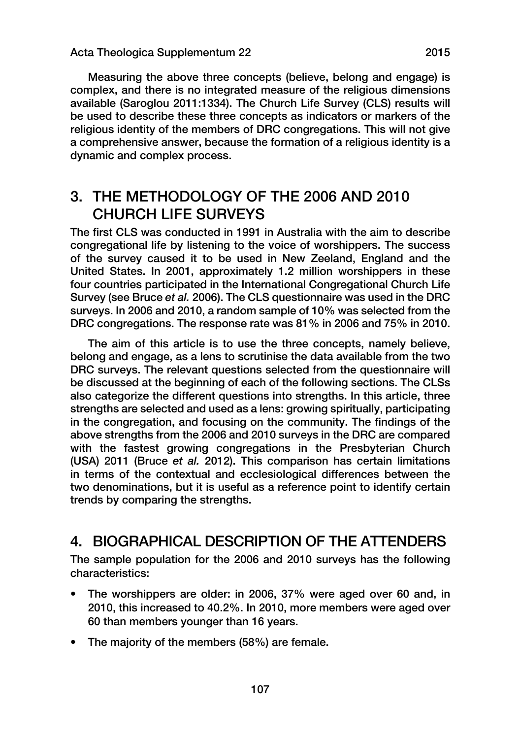Measuring the above three concepts (believe, belong and engage) is complex, and there is no integrated measure of the religious dimensions available (Saroglou 2011:1334). The Church Life Survey (CLS) results will be used to describe these three concepts as indicators or markers of the religious identity of the members of DRC congregations. This will not give a comprehensive answer, because the formation of a religious identity is a dynamic and complex process.

## 3. THE METHODOLOGY OF THE 2006 AND 2010 CHURCH LIFE SURVEYS

The first CLS was conducted in 1991 in Australia with the aim to describe congregational life by listening to the voice of worshippers. The success of the survey caused it to be used in New Zeeland, England and the United States. In 2001, approximately 1.2 million worshippers in these four countries participated in the International Congregational Church Life Survey (see Bruce *et al.* 2006). The CLS questionnaire was used in the DRC surveys. In 2006 and 2010, a random sample of 10% was selected from the DRC congregations. The response rate was 81% in 2006 and 75% in 2010.

The aim of this article is to use the three concepts, namely believe, belong and engage, as a lens to scrutinise the data available from the two DRC surveys. The relevant questions selected from the questionnaire will be discussed at the beginning of each of the following sections. The CLSs also categorize the different questions into strengths. In this article, three strengths are selected and used as a lens: growing spiritually, participating in the congregation, and focusing on the community. The findings of the above strengths from the 2006 and 2010 surveys in the DRC are compared with the fastest growing congregations in the Presbyterian Church (USA) 2011 (Bruce *et al.* 2012). This comparison has certain limitations in terms of the contextual and ecclesiological differences between the two denominations, but it is useful as a reference point to identify certain trends by comparing the strengths.

## 4. BIOGRAPHICAL DESCRIPTION OF THE ATTENDERS

The sample population for the 2006 and 2010 surveys has the following characteristics:

- The worshippers are older: in 2006, 37% were aged over 60 and, in 2010, this increased to 40.2%. In 2010, more members were aged over 60 than members younger than 16 years.
- The majority of the members (58%) are female.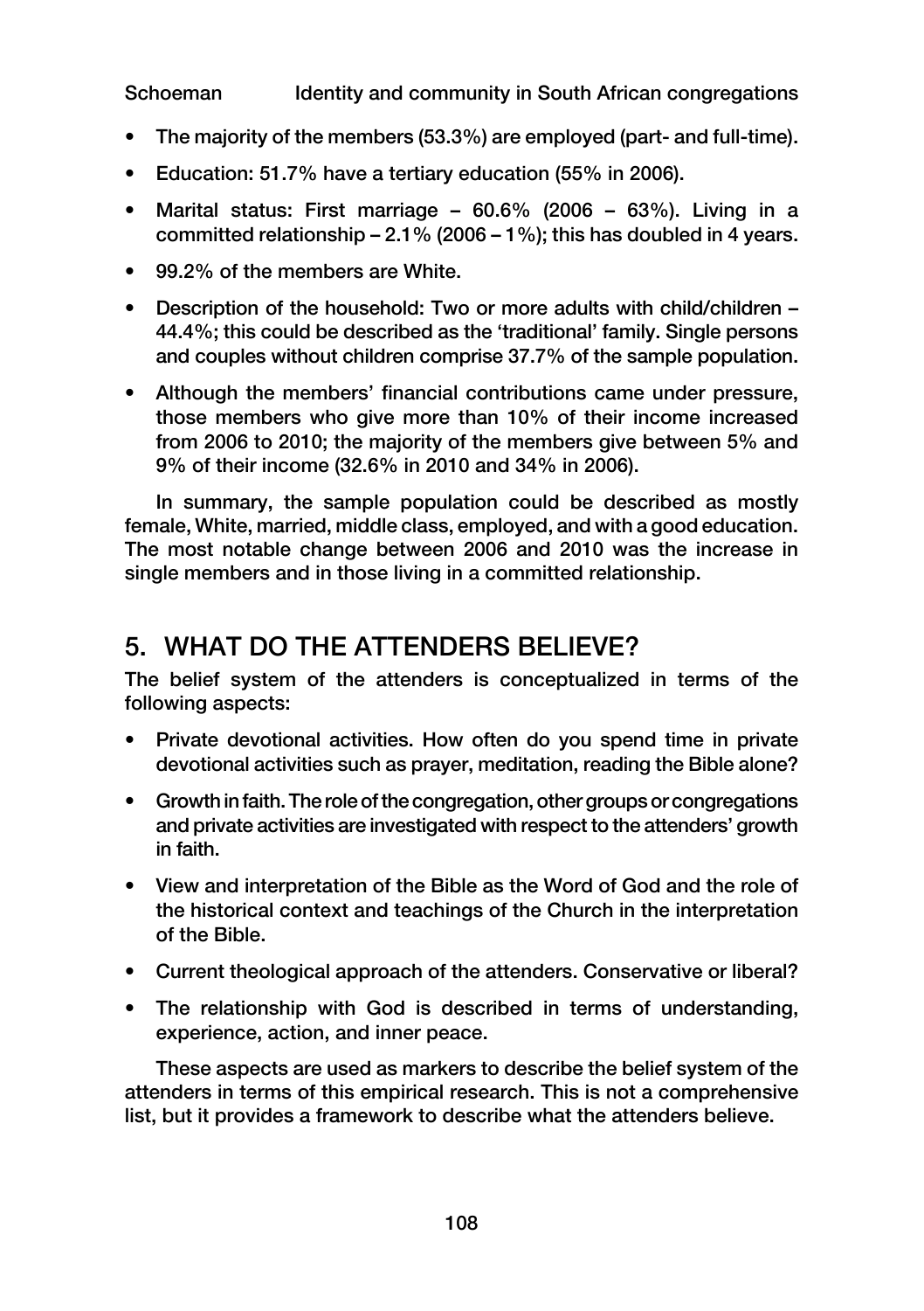- The majority of the members (53.3%) are employed (part- and full-time).
- Education: 51.7% have a tertiary education (55% in 2006).
- Marital status: First marriage – 60.6% (2006 – 63%). Living in a committed relationship – 2.1% (2006 – 1%); this has doubled in 4 years.
- 99.2% of the members are White.
- Description of the household: Two or more adults with child/children – 44.4%; this could be described as the 'traditional' family. Single persons and couples without children comprise 37.7% of the sample population.
- Although the members' financial contributions came under pressure, those members who give more than 10% of their income increased from 2006 to 2010; the majority of the members give between 5% and 9% of their income (32.6% in 2010 and 34% in 2006).

In summary, the sample population could be described as mostly female, White, married, middle class, employed, and with a good education. The most notable change between 2006 and 2010 was the increase in single members and in those living in a committed relationship.

## 5. WHAT DO THE ATTENDERS BELIEVE?

The belief system of the attenders is conceptualized in terms of the following aspects:

- Private devotional activities. How often do you spend time in private devotional activities such as prayer, meditation, reading the Bible alone?
- Growth in faith. The role of the congregation, other groups or congregations and private activities are investigated with respect to the attenders' growth in faith.
- View and interpretation of the Bible as the Word of God and the role of the historical context and teachings of the Church in the interpretation of the Bible.
- Current theological approach of the attenders. Conservative or liberal?
- The relationship with God is described in terms of understanding, experience, action, and inner peace.

These aspects are used as markers to describe the belief system of the attenders in terms of this empirical research. This is not a comprehensive list, but it provides a framework to describe what the attenders believe.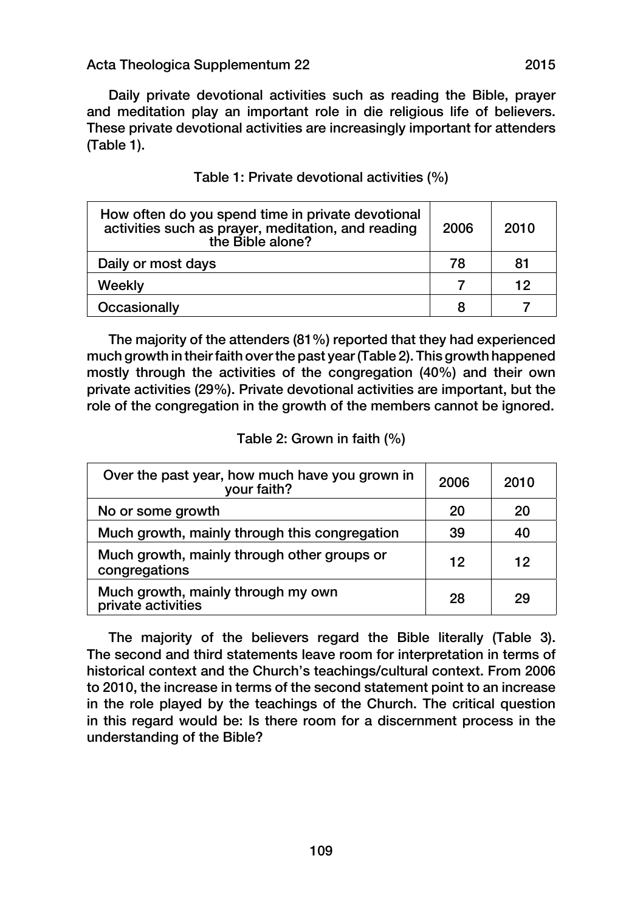Daily private devotional activities such as reading the Bible, prayer and meditation play an important role in die religious life of believers. These private devotional activities are increasingly important for attenders (Table 1).

Table 1: Private devotional activities (%)

| How often do you spend time in private devotional activities such as prayer, meditation, and reading the Bible alone? | 2006 | 2010 |
|---|---|---|
| Daily or most days | 78 | 81 |
| Weekly | 7 | 12 |
| Occasionally | 8 | 7 |

The majority of the attenders (81%) reported that they had experienced much growth in their faith over the past year (Table 2). This growth happened mostly through the activities of the congregation (40%) and their own private activities (29%). Private devotional activities are important, but the role of the congregation in the growth of the members cannot be ignored.

Table 2: Grown in faith (%)

| Over the past year, how much have you grown in your faith? | 2006 | 2010 |
|---|---|---|
| No or some growth | 20 | 20 |
| Much growth, mainly through this congregation | 39 | 40 |
| Much growth, mainly through other groups or congregations | 12 | 12 |
| Much growth, mainly through my own private activities | 28 | 29 |

The majority of the believers regard the Bible literally (Table 3). The second and third statements leave room for interpretation in terms of historical context and the Church's teachings/cultural context. From 2006 to 2010, the increase in terms of the second statement point to an increase in the role played by the teachings of the Church. The critical question in this regard would be: Is there room for a discernment process in the understanding of the Bible?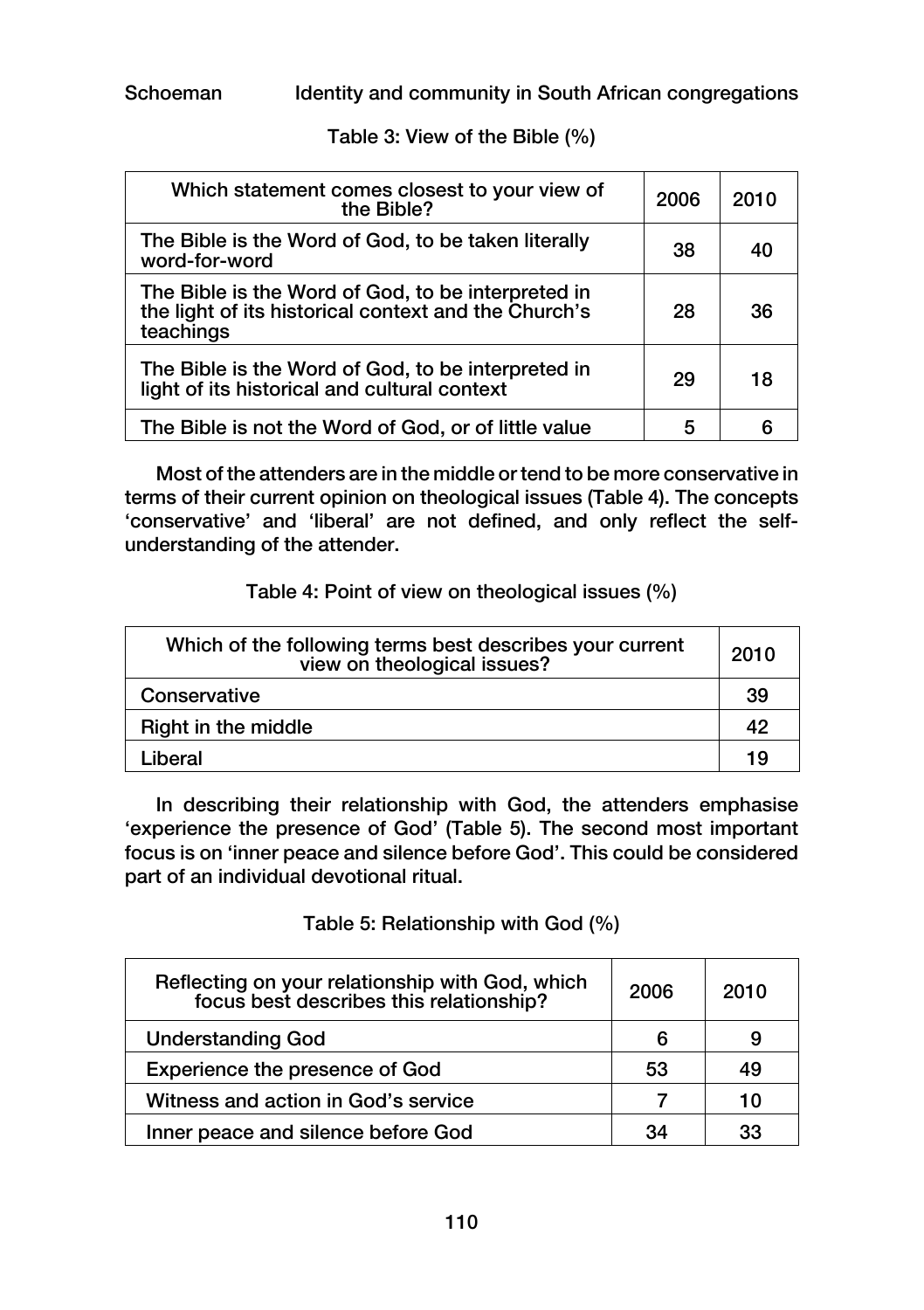Table 3: View of the Bible (%)

| Which statement comes closest to your view of the Bible? | 2006 | 2010 |
|---|---|---|
| The Bible is the Word of God, to be taken literally word-for-word | 38 | 40 |
| The Bible is the Word of God, to be interpreted in the light of its historical context and the Church's teachings | 28 | 36 |
| The Bible is the Word of God, to be interpreted in light of its historical and cultural context | 29 | 18 |
| The Bible is not the Word of God, or of little value | 5 | 6 |

Most of the attenders are in the middle or tend to be more conservative in terms of their current opinion on theological issues (Table 4). The concepts 'conservative' and 'liberal' are not defined, and only reflect the self-understanding of the attender.

Table 4: Point of view on theological issues (%)

| Which of the following terms best describes your current view on theological issues? | 2010 |
|---|---|
| Conservative | 39 |
| Right in the middle | 42 |
| Liberal | 19 |

In describing their relationship with God, the attenders emphasise 'experience the presence of God' (Table 5). The second most important focus is on 'inner peace and silence before God'. This could be considered part of an individual devotional ritual.

Table 5: Relationship with God (%)

| Reflecting on your relationship with God, which focus best describes this relationship? | 2006 | 2010 |
|---|---|---|
| Understanding God | 6 | 9 |
| Experience the presence of God | 53 | 49 |
| Witness and action in God's service | 7 | 10 |
| Inner peace and silence before God | 34 | 33 |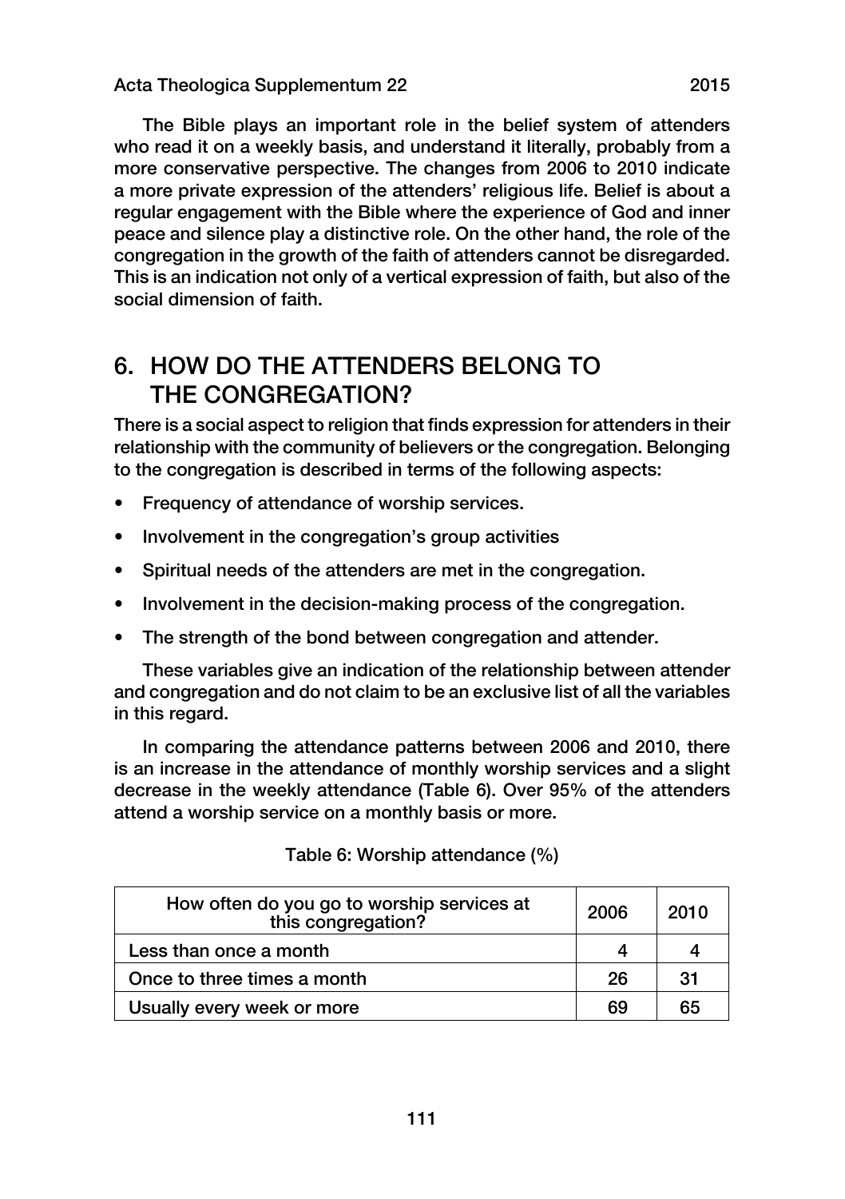The Bible plays an important role in the belief system of attenders who read it on a weekly basis, and understand it literally, probably from a more conservative perspective. The changes from 2006 to 2010 indicate a more private expression of the attenders' religious life. Belief is about a regular engagement with the Bible where the experience of God and inner peace and silence play a distinctive role. On the other hand, the role of the congregation in the growth of the faith of attenders cannot be disregarded. This is an indication not only of a vertical expression of faith, but also of the social dimension of faith.

## 6. HOW DO THE ATTENDERS BELONG TO THE CONGREGATION?

There is a social aspect to religion that finds expression for attenders in their relationship with the community of believers or the congregation. Belonging to the congregation is described in terms of the following aspects:

- Frequency of attendance of worship services.
- Involvement in the congregation's group activities
- Spiritual needs of the attenders are met in the congregation.
- Involvement in the decision-making process of the congregation.
- The strength of the bond between congregation and attender.

These variables give an indication of the relationship between attender and congregation and do not claim to be an exclusive list of all the variables in this regard.

In comparing the attendance patterns between 2006 and 2010, there is an increase in the attendance of monthly worship services and a slight decrease in the weekly attendance (Table 6). Over 95% of the attenders attend a worship service on a monthly basis or more.

Table 6: Worship attendance (%)

| How often do you go to worship services at this congregation? | 2006 | 2010 |
|---|---|---|
| Less than once a month | 4 | 4 |
| Once to three times a month | 26 | 31 |
| Usually every week or more | 69 | 65 |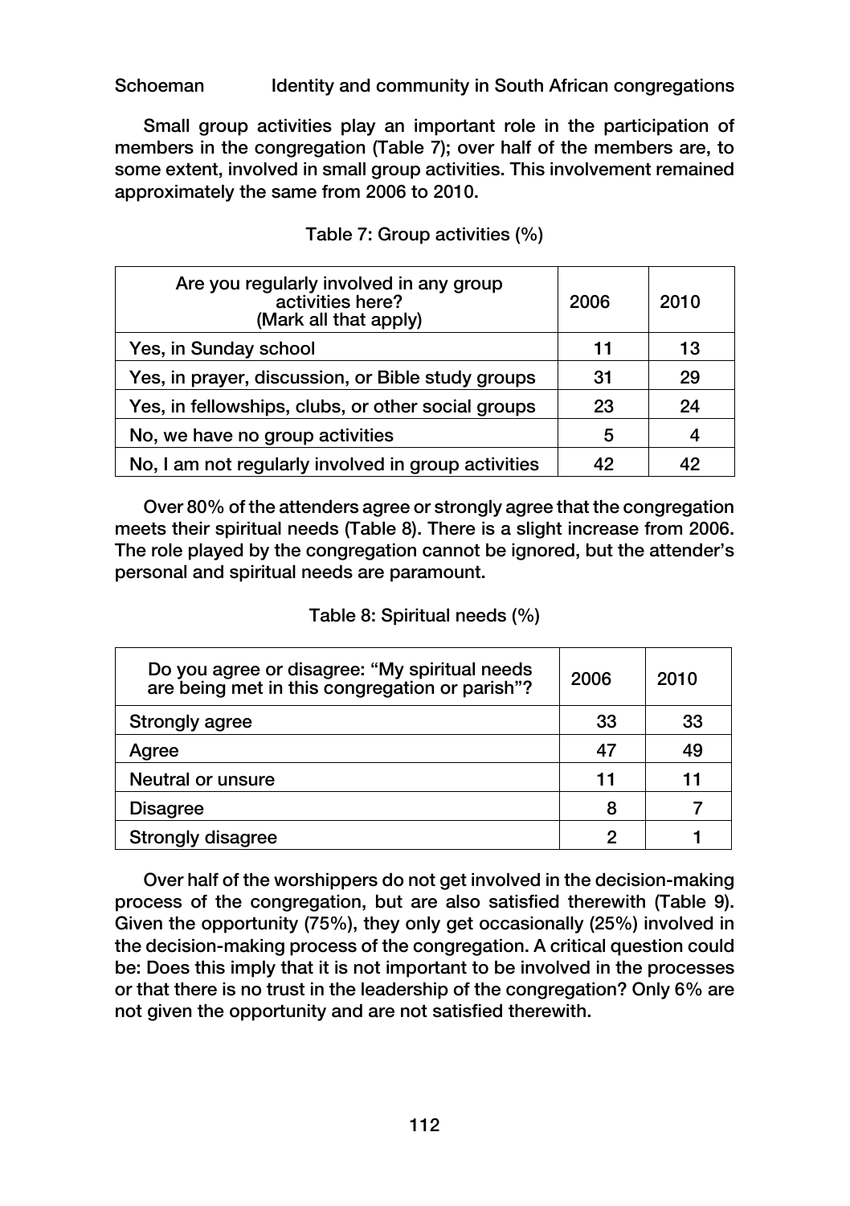Small group activities play an important role in the participation of members in the congregation (Table 7); over half of the members are, to some extent, involved in small group activities. This involvement remained approximately the same from 2006 to 2010.

Table 7: Group activities (%)

| Are you regularly involved in any group activities here? (Mark all that apply) | 2006 | 2010 |
|---|---|---|
| Yes, in Sunday school | 11 | 13 |
| Yes, in prayer, discussion, or Bible study groups | 31 | 29 |
| Yes, in fellowships, clubs, or other social groups | 23 | 24 |
| No, we have no group activities | 5 | 4 |
| No, I am not regularly involved in group activities | 42 | 42 |

Over 80% of the attenders agree or strongly agree that the congregation meets their spiritual needs (Table 8). There is a slight increase from 2006. The role played by the congregation cannot be ignored, but the attender's personal and spiritual needs are paramount.

Table 8: Spiritual needs (%)

| Do you agree or disagree: "My spiritual needs are being met in this congregation or parish"? | 2006 | 2010 |
|---|---|---|
| Strongly agree | 33 | 33 |
| Agree | 47 | 49 |
| Neutral or unsure | 11 | 11 |
| Disagree | 8 | 7 |
| Strongly disagree | 2 | 1 |

Over half of the worshippers do not get involved in the decision-making process of the congregation, but are also satisfied therewith (Table 9). Given the opportunity (75%), they only get occasionally (25%) involved in the decision-making process of the congregation. A critical question could be: Does this imply that it is not important to be involved in the processes or that there is no trust in the leadership of the congregation? Only 6% are not given the opportunity and are not satisfied therewith.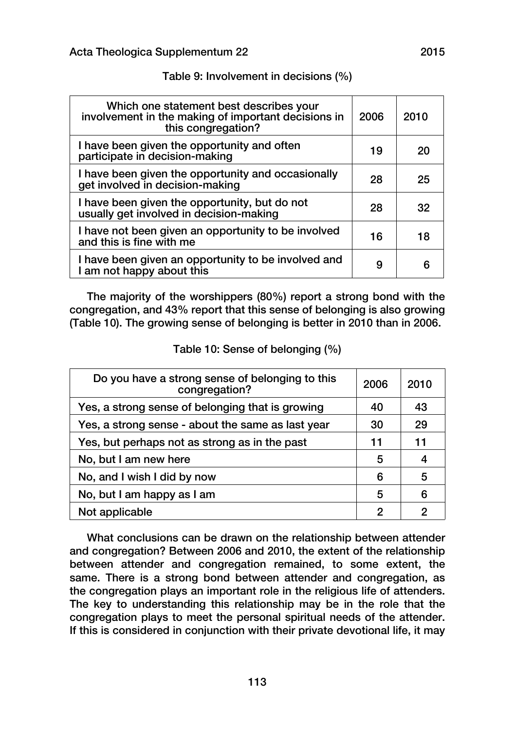Table 9: Involvement in decisions (%)

| Which one statement best describes your involvement in the making of important decisions in this congregation? | 2006 | 2010 |
|---|---|---|
| I have been given the opportunity and often participate in decision-making | 19 | 20 |
| I have been given the opportunity and occasionally get involved in decision-making | 28 | 25 |
| I have been given the opportunity, but do not usually get involved in decision-making | 28 | 32 |
| I have not been given an opportunity to be involved and this is fine with me | 16 | 18 |
| I have been given an opportunity to be involved and I am not happy about this | 9 | 6 |

The majority of the worshippers (80%) report a strong bond with the congregation, and 43% report that this sense of belonging is also growing (Table 10). The growing sense of belonging is better in 2010 than in 2006.

Table 10: Sense of belonging (%)

| Do you have a strong sense of belonging to this congregation? | 2006 | 2010 |
|---|---|---|
| Yes, a strong sense of belonging that is growing | 40 | 43 |
| Yes, a strong sense - about the same as last year | 30 | 29 |
| Yes, but perhaps not as strong as in the past | 11 | 11 |
| No, but I am new here | 5 | 4 |
| No, and I wish I did by now | 6 | 5 |
| No, but I am happy as I am | 5 | 6 |
| Not applicable | 2 | 2 |

What conclusions can be drawn on the relationship between attender and congregation? Between 2006 and 2010, the extent of the relationship between attender and congregation remained, to some extent, the same. There is a strong bond between attender and congregation, as the congregation plays an important role in the religious life of attenders. The key to understanding this relationship may be in the role that the congregation plays to meet the personal spiritual needs of the attender. If this is considered in conjunction with their private devotional life, it may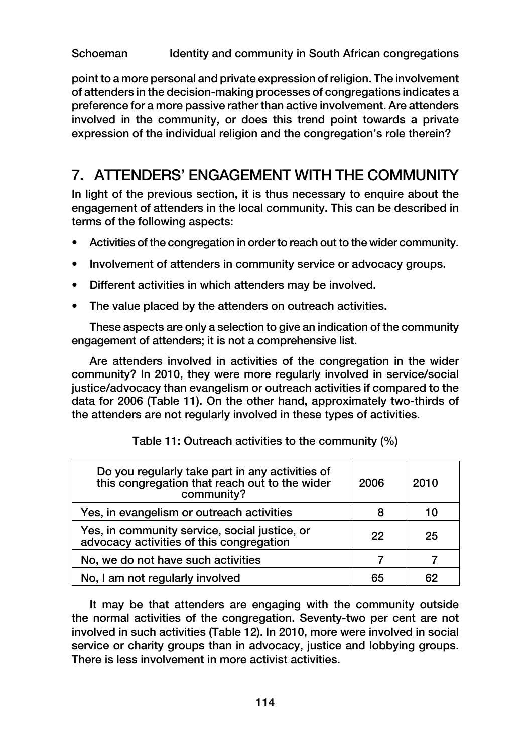point to a more personal and private expression of religion. The involvement of attenders in the decision-making processes of congregations indicates a preference for a more passive rather than active involvement. Are attenders involved in the community, or does this trend point towards a private expression of the individual religion and the congregation's role therein?

## 7. ATTENDERS' ENGAGEMENT WITH THE COMMUNITY

In light of the previous section, it is thus necessary to enquire about the engagement of attenders in the local community. This can be described in terms of the following aspects:

- Activities of the congregation in order to reach out to the wider community.
- Involvement of attenders in community service or advocacy groups.
- Different activities in which attenders may be involved.
- The value placed by the attenders on outreach activities.

These aspects are only a selection to give an indication of the community engagement of attenders; it is not a comprehensive list.

Are attenders involved in activities of the congregation in the wider community? In 2010, they were more regularly involved in service/social justice/advocacy than evangelism or outreach activities if compared to the data for 2006 (Table 11). On the other hand, approximately two-thirds of the attenders are not regularly involved in these types of activities.

Table 11: Outreach activities to the community (%)

| Do you regularly take part in any activities of this congregation that reach out to the wider community? | 2006 | 2010 |
|---|---|---|
| Yes, in evangelism or outreach activities | 8 | 10 |
| Yes, in community service, social justice, or advocacy activities of this congregation | 22 | 25 |
| No, we do not have such activities | 7 | 7 |
| No, I am not regularly involved | 65 | 62 |

It may be that attenders are engaging with the community outside the normal activities of the congregation. Seventy-two per cent are not involved in such activities (Table 12). In 2010, more were involved in social service or charity groups than in advocacy, justice and lobbying groups. There is less involvement in more activist activities.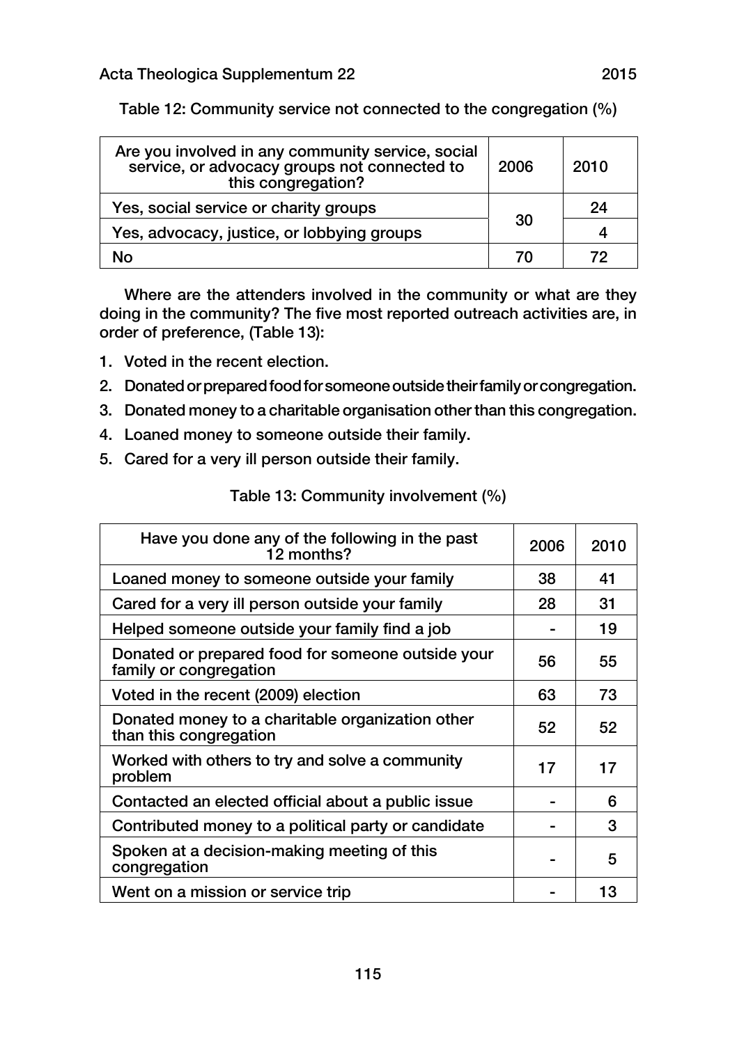Table 12: Community service not connected to the congregation (%)

| Are you involved in any community service, social service, or advocacy groups not connected to this congregation? | 2006 | 2010 |
|---|---|---|
| Yes, social service or charity groups | 30 | 24 |
| Yes, advocacy, justice, or lobbying groups | | 4 |
| No | 70 | 72 |

Where are the attenders involved in the community or what are they doing in the community? The five most reported outreach activities are, in order of preference, (Table 13):

1. Voted in the recent election.
2. Donated or prepared food for someone outside their family or congregation.
3. Donated money to a charitable organisation other than this congregation.
4. Loaned money to someone outside their family.
5. Cared for a very ill person outside their family.

Table 13: Community involvement (%)

| Have you done any of the following in the past 12 months? | 2006 | 2010 |
|---|---|---|
| Loaned money to someone outside your family | 38 | 41 |
| Cared for a very ill person outside your family | 28 | 31 |
| Helped someone outside your family find a job | - | 19 |
| Donated or prepared food for someone outside your family or congregation | 56 | 55 |
| Voted in the recent (2009) election | 63 | 73 |
| Donated money to a charitable organization other than this congregation | 52 | 52 |
| Worked with others to try and solve a community problem | 17 | 17 |
| Contacted an elected official about a public issue | - | 6 |
| Contributed money to a political party or candidate | - | 3 |
| Spoken at a decision-making meeting of this congregation | - | 5 |
| Went on a mission or service trip | - | 13 |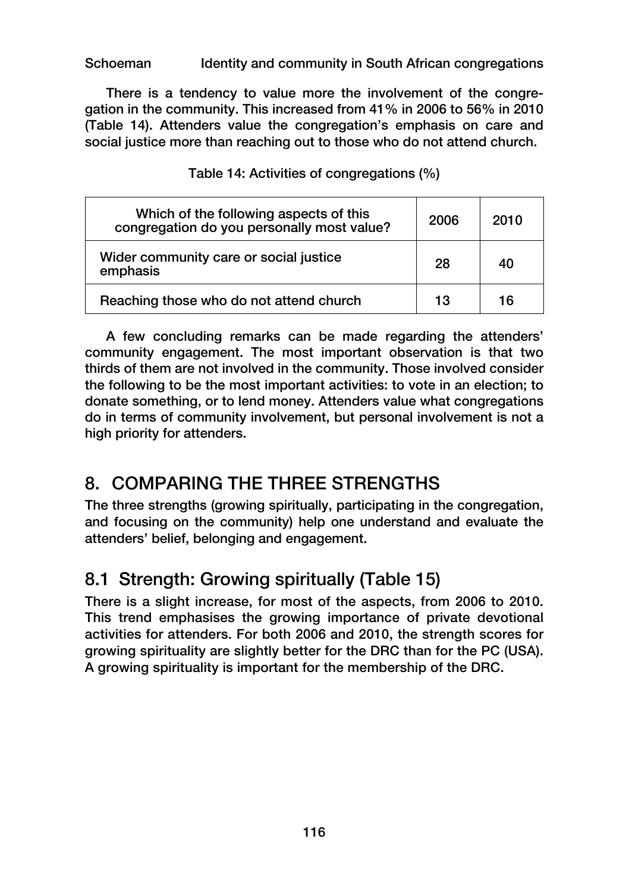There is a tendency to value more the involvement of the congregation in the community. This increased from 41% in 2006 to 56% in 2010 (Table 14). Attenders value the congregation's emphasis on care and social justice more than reaching out to those who do not attend church.

Table 14: Activities of congregations (%)

| Which of the following aspects of this congregation do you personally most value? | 2006 | 2010 |
|---|---|---|
| Wider community care or social justice emphasis | 28 | 40 |
| Reaching those who do not attend church | 13 | 16 |

A few concluding remarks can be made regarding the attenders' community engagement. The most important observation is that two thirds of them are not involved in the community. Those involved consider the following to be the most important activities: to vote in an election; to donate something, or to lend money. Attenders value what congregations do in terms of community involvement, but personal involvement is not a high priority for attenders.

## 8. COMPARING THE THREE STRENGTHS

The three strengths (growing spiritually, participating in the congregation, and focusing on the community) help one understand and evaluate the attenders' belief, belonging and engagement.

### 8.1 Strength: Growing spiritually (Table 15)

There is a slight increase, for most of the aspects, from 2006 to 2010. This trend emphasises the growing importance of private devotional activities for attenders. For both 2006 and 2010, the strength scores for growing spirituality are slightly better for the DRC than for the PC (USA). A growing spirituality is important for the membership of the DRC.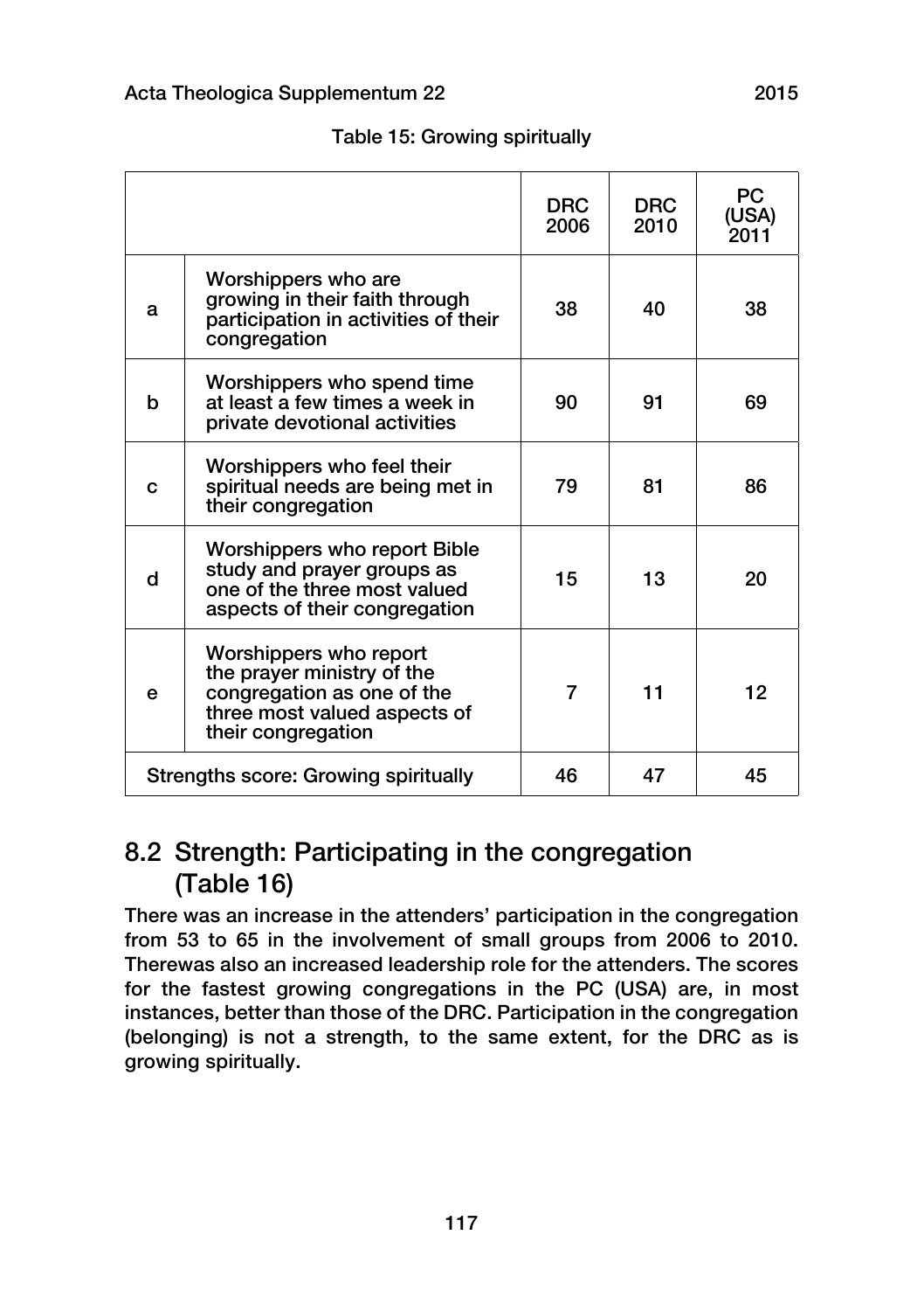Table 15: Growing spiritually

| | | DRC 2006 | DRC 2010 | PC (USA) 2011 |
|---|---|---|---|---|
| a | Worshippers who are growing in their faith through participation in activities of their congregation | 38 | 40 | 38 |
| b | Worshippers who spend time at least a few times a week in private devotional activities | 90 | 91 | 69 |
| c | Worshippers who feel their spiritual needs are being met in their congregation | 79 | 81 | 86 |
| d | Worshippers who report Bible study and prayer groups as one of the three most valued aspects of their congregation | 15 | 13 | 20 |
| e | Worshippers who report the prayer ministry of the congregation as one of the three most valued aspects of their congregation | 7 | 11 | 12 |
| Strengths score: Growing spiritually | | 46 | 47 | 45 |

## 8.2 Strength: Participating in the congregation (Table 16)

There was an increase in the attenders' participation in the congregation from 53 to 65 in the involvement of small groups from 2006 to 2010. Therewas also an increased leadership role for the attenders. The scores for the fastest growing congregations in the PC (USA) are, in most instances, better than those of the DRC. Participation in the congregation (belonging) is not a strength, to the same extent, for the DRC as is growing spiritually.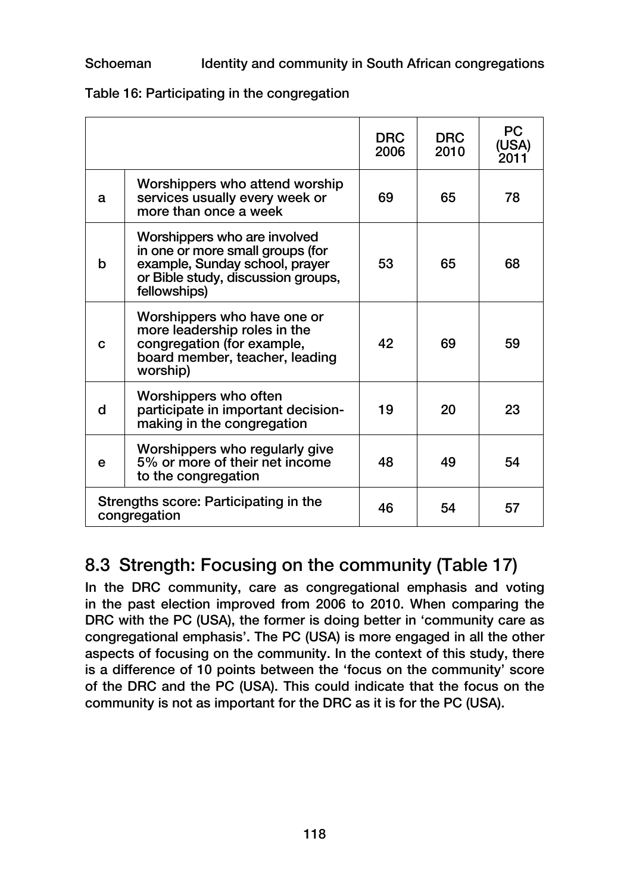Table 16: Participating in the congregation

| | | DRC 2006 | DRC 2010 | PC (USA) 2011 |
|---|---|---|---|---|
| a | Worshippers who attend worship services usually every week or more than once a week | 69 | 65 | 78 |
| b | Worshippers who are involved in one or more small groups (for example, Sunday school, prayer or Bible study, discussion groups, fellowships) | 53 | 65 | 68 |
| c | Worshippers who have one or more leadership roles in the congregation (for example, board member, teacher, leading worship) | 42 | 69 | 59 |
| d | Worshippers who often participate in important decision-making in the congregation | 19 | 20 | 23 |
| e | Worshippers who regularly give 5% or more of their net income to the congregation | 48 | 49 | 54 |
| Strengths score: Participating in the congregation | | 46 | 54 | 57 |

## 8.3 Strength: Focusing on the community (Table 17)

In the DRC community, care as congregational emphasis and voting in the past election improved from 2006 to 2010. When comparing the DRC with the PC (USA), the former is doing better in 'community care as congregational emphasis'. The PC (USA) is more engaged in all the other aspects of focusing on the community. In the context of this study, there is a difference of 10 points between the 'focus on the community' score of the DRC and the PC (USA). This could indicate that the focus on the community is not as important for the DRC as it is for the PC (USA).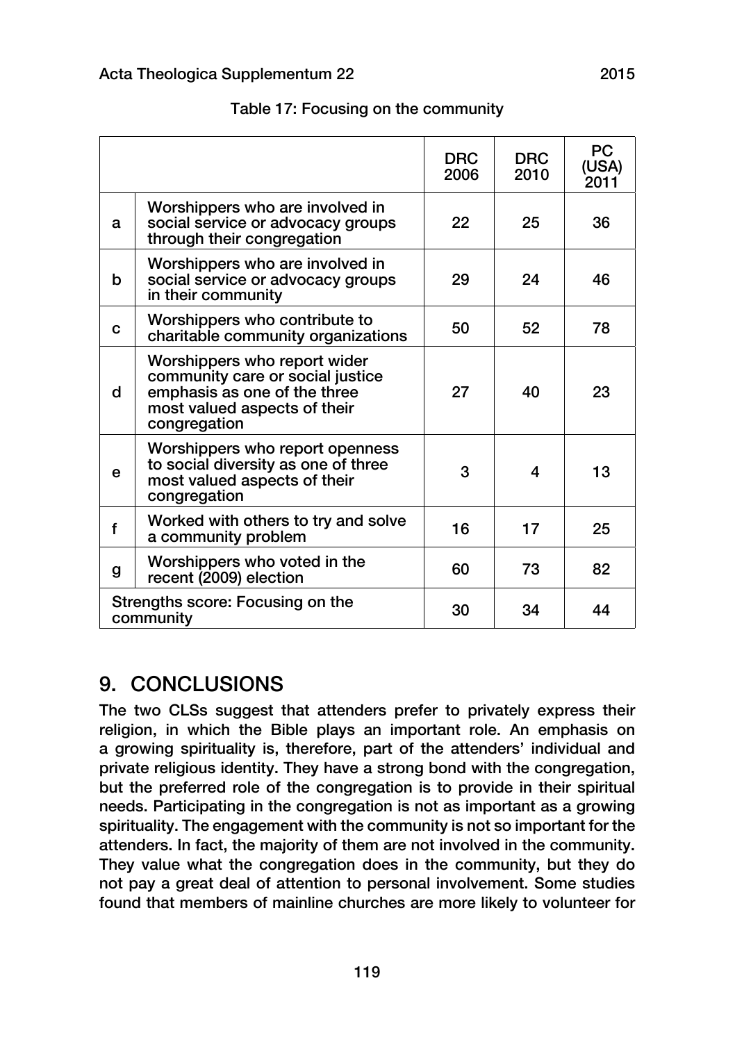Table 17: Focusing on the community

| | | DRC 2006 | DRC 2010 | PC (USA) 2011 |
|---|---|---|---|---|
| a | Worshippers who are involved in social service or advocacy groups through their congregation | 22 | 25 | 36 |
| b | Worshippers who are involved in social service or advocacy groups in their community | 29 | 24 | 46 |
| c | Worshippers who contribute to charitable community organizations | 50 | 52 | 78 |
| d | Worshippers who report wider community care or social justice emphasis as one of the three most valued aspects of their congregation | 27 | 40 | 23 |
| e | Worshippers who report openness to social diversity as one of three most valued aspects of their congregation | 3 | 4 | 13 |
| f | Worked with others to try and solve a community problem | 16 | 17 | 25 |
| g | Worshippers who voted in the recent (2009) election | 60 | 73 | 82 |
| Strengths score: Focusing on the community | | 30 | 34 | 44 |

## 9. CONCLUSIONS

The two CLSs suggest that attenders prefer to privately express their religion, in which the Bible plays an important role. An emphasis on a growing spirituality is, therefore, part of the attenders' individual and private religious identity. They have a strong bond with the congregation, but the preferred role of the congregation is to provide in their spiritual needs. Participating in the congregation is not as important as a growing spirituality. The engagement with the community is not so important for the attenders. In fact, the majority of them are not involved in the community. They value what the congregation does in the community, but they do not pay a great deal of attention to personal involvement. Some studies found that members of mainline churches are more likely to volunteer for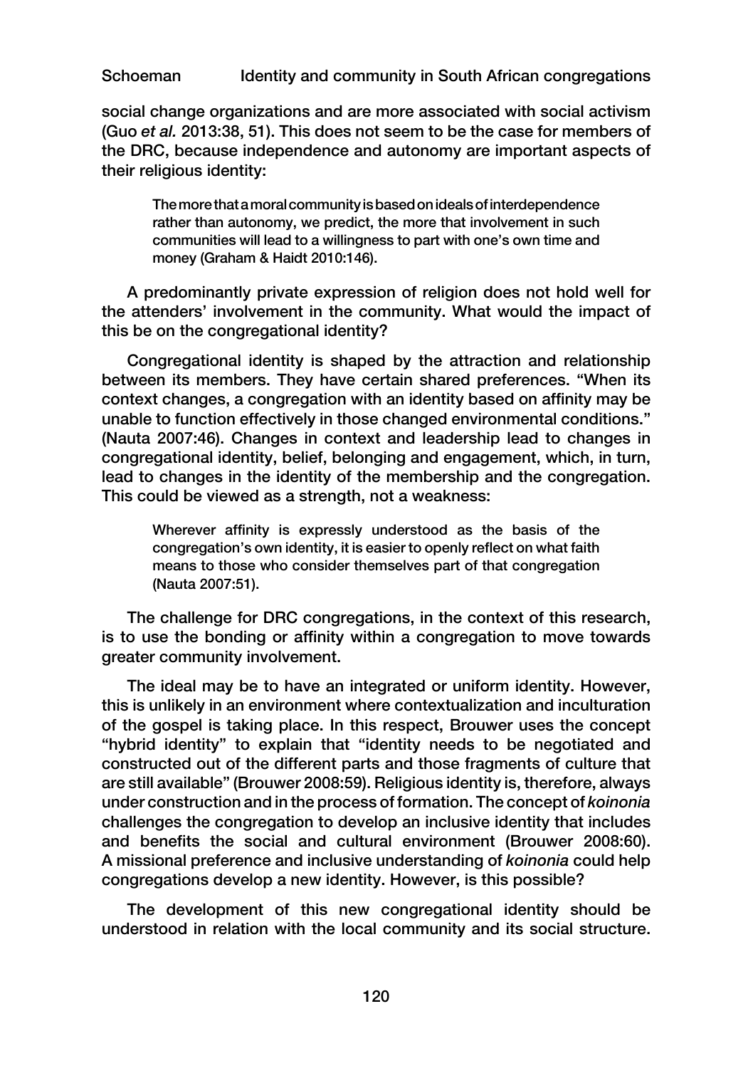social change organizations and are more associated with social activism (Guo *et al.* 2013:38, 51). This does not seem to be the case for members of the DRC, because independence and autonomy are important aspects of their religious identity:

> The more that a moral community is based on ideals of interdependence rather than autonomy, we predict, the more that involvement in such communities will lead to a willingness to part with one's own time and money (Graham & Haidt 2010:146).

A predominantly private expression of religion does not hold well for the attenders' involvement in the community. What would the impact of this be on the congregational identity?

Congregational identity is shaped by the attraction and relationship between its members. They have certain shared preferences. "When its context changes, a congregation with an identity based on affinity may be unable to function effectively in those changed environmental conditions." (Nauta 2007:46). Changes in context and leadership lead to changes in congregational identity, belief, belonging and engagement, which, in turn, lead to changes in the identity of the membership and the congregation. This could be viewed as a strength, not a weakness:

> Wherever affinity is expressly understood as the basis of the congregation's own identity, it is easier to openly reflect on what faith means to those who consider themselves part of that congregation (Nauta 2007:51).

The challenge for DRC congregations, in the context of this research, is to use the bonding or affinity within a congregation to move towards greater community involvement.

The ideal may be to have an integrated or uniform identity. However, this is unlikely in an environment where contextualization and inculturation of the gospel is taking place. In this respect, Brouwer uses the concept "hybrid identity" to explain that "identity needs to be negotiated and constructed out of the different parts and those fragments of culture that are still available" (Brouwer 2008:59). Religious identity is, therefore, always under construction and in the process of formation. The concept of *koinonia* challenges the congregation to develop an inclusive identity that includes and benefits the social and cultural environment (Brouwer 2008:60). A missional preference and inclusive understanding of *koinonia* could help congregations develop a new identity. However, is this possible?

The development of this new congregational identity should be understood in relation with the local community and its social structure.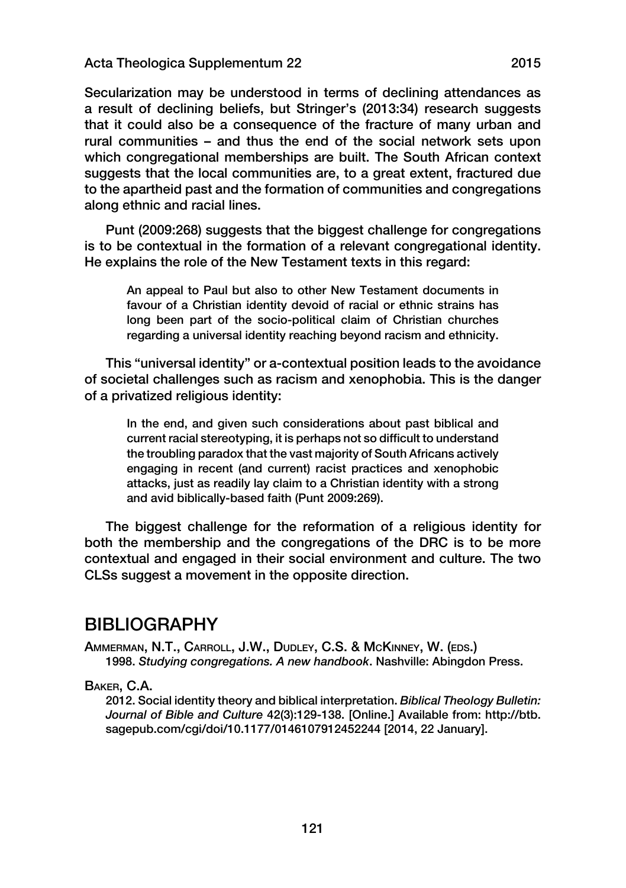Secularization may be understood in terms of declining attendances as a result of declining beliefs, but Stringer's (2013:34) research suggests that it could also be a consequence of the fracture of many urban and rural communities – and thus the end of the social network sets upon which congregational memberships are built. The South African context suggests that the local communities are, to a great extent, fractured due to the apartheid past and the formation of communities and congregations along ethnic and racial lines.

Punt (2009:268) suggests that the biggest challenge for congregations is to be contextual in the formation of a relevant congregational identity. He explains the role of the New Testament texts in this regard:

> An appeal to Paul but also to other New Testament documents in favour of a Christian identity devoid of racial or ethnic strains has long been part of the socio-political claim of Christian churches regarding a universal identity reaching beyond racism and ethnicity.

This "universal identity" or a-contextual position leads to the avoidance of societal challenges such as racism and xenophobia. This is the danger of a privatized religious identity:

> In the end, and given such considerations about past biblical and current racial stereotyping, it is perhaps not so difficult to understand the troubling paradox that the vast majority of South Africans actively engaging in recent (and current) racist practices and xenophobic attacks, just as readily lay claim to a Christian identity with a strong and avid biblically-based faith (Punt 2009:269).

The biggest challenge for the reformation of a religious identity for both the membership and the congregations of the DRC is to be more contextual and engaged in their social environment and culture. The two CLSs suggest a movement in the opposite direction.

## BIBLIOGRAPHY

Ammerman, N.T., Carroll, J.W., Dudley, C.S. & McKinney, W. (eds.)
1998. *Studying congregations. A new handbook*. Nashville: Abingdon Press.

Baker, C.A.
2012. Social identity theory and biblical interpretation. *Biblical Theology Bulletin: Journal of Bible and Culture* 42(3):129-138. [Online.] Available from: http://btb.sagepub.com/cgi/doi/10.1177/0146107912452244 [2014, 22 January].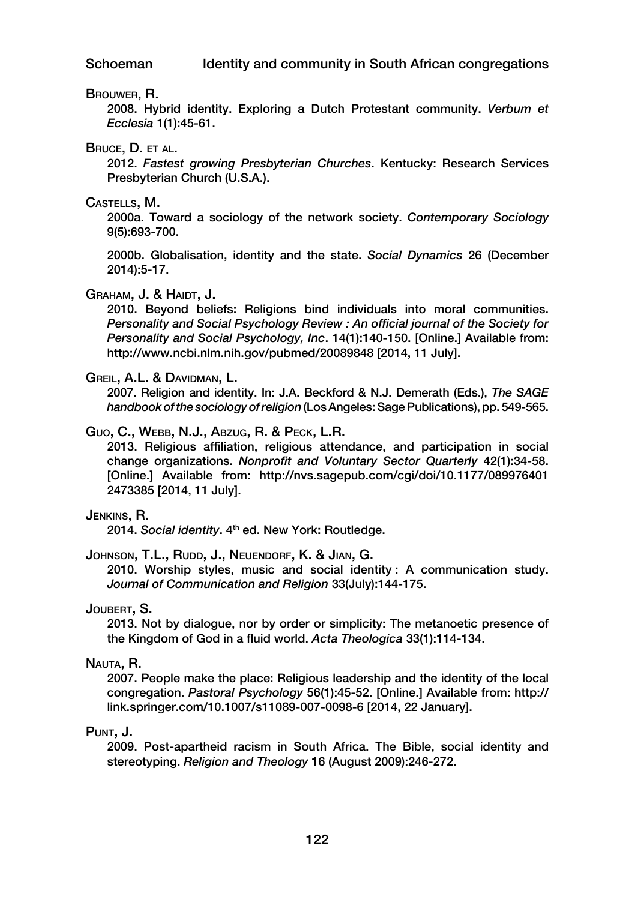Brouwer, R.

2008. Hybrid identity. Exploring a Dutch Protestant community. *Verbum et Ecclesia* 1(1):45-61.

Bruce, D. et al.

2012. *Fastest growing Presbyterian Churches*. Kentucky: Research Services Presbyterian Church (U.S.A.).

Castells, M.

2000a. Toward a sociology of the network society. *Contemporary Sociology* 9(5):693-700.

2000b. Globalisation, identity and the state. *Social Dynamics* 26 (December 2014):5-17.

Graham, J. & Haidt, J.

2010. Beyond beliefs: Religions bind individuals into moral communities. *Personality and Social Psychology Review : An official journal of the Society for Personality and Social Psychology, Inc*. 14(1):140-150. [Online.] Available from: http://www.ncbi.nlm.nih.gov/pubmed/20089848 [2014, 11 July].

Greil, A.L. & Davidman, L.

2007. Religion and identity. In: J.A. Beckford & N.J. Demerath (Eds.), *The SAGE handbook of the sociology of religion* (Los Angeles: Sage Publications), pp. 549-565.

Guo, C., Webb, N.J., Abzug, R. & Peck, L.R.

2013. Religious affiliation, religious attendance, and participation in social change organizations. *Nonprofit and Voluntary Sector Quarterly* 42(1):34-58. [Online.] Available from: http://nvs.sagepub.com/cgi/doi/10.1177/089976401 2473385 [2014, 11 July].

Jenkins, R.

2014. *Social identity*. 4th ed. New York: Routledge.

Johnson, T.L., Rudd, J., Neuendorf, K. & Jian, G.

2010. Worship styles, music and social identity : A communication study. *Journal of Communication and Religion* 33(July):144-175.

Joubert, S.

2013. Not by dialogue, nor by order or simplicity: The metanoetic presence of the Kingdom of God in a fluid world. *Acta Theologica* 33(1):114-134.

Nauta, R.

2007. People make the place: Religious leadership and the identity of the local congregation. *Pastoral Psychology* 56(1):45-52. [Online.] Available from: http://link.springer.com/10.1007/s11089-007-0098-6 [2014, 22 January].

Punt, J.

2009. Post-apartheid racism in South Africa. The Bible, social identity and stereotyping. *Religion and Theology* 16 (August 2009):246-272.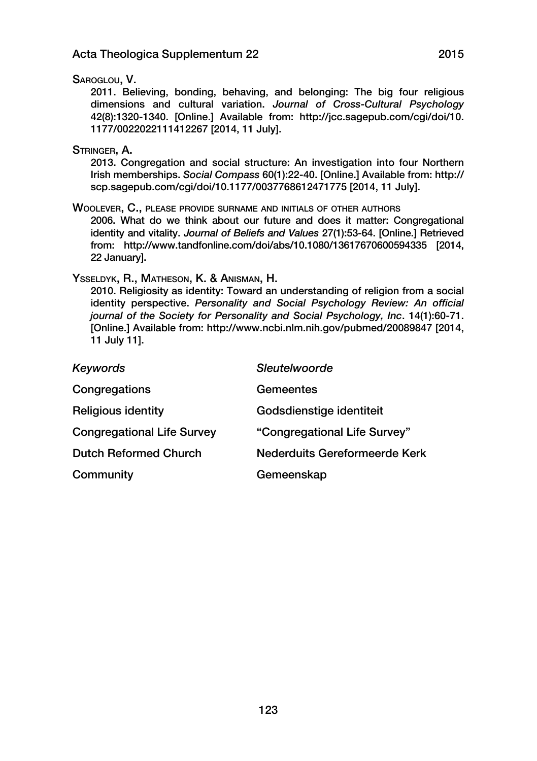Saroglou, V.

2011. Believing, bonding, behaving, and belonging: The big four religious dimensions and cultural variation. *Journal of Cross-Cultural Psychology* 42(8):1320-1340. [Online.] Available from: http://jcc.sagepub.com/cgi/doi/10.1177/0022022111412267 [2014, 11 July].

Stringer, A.

2013. Congregation and social structure: An investigation into four Northern Irish memberships. *Social Compass* 60(1):22-40. [Online.] Available from: http://scp.sagepub.com/cgi/doi/10.1177/0037768612471775 [2014, 11 July].

Woolever, C., please provide surname and initials of other authors

2006. What do we think about our future and does it matter: Congregational identity and vitality. *Journal of Beliefs and Values* 27(1):53-64. [Online.] Retrieved from: http://www.tandfonline.com/doi/abs/10.1080/13617670600594335 [2014, 22 January].

Ysseldyk, R., Matheson, K. & Anisman, H.

2010. Religiosity as identity: Toward an understanding of religion from a social identity perspective. *Personality and Social Psychology Review: An official journal of the Society for Personality and Social Psychology, Inc*. 14(1):60-71. [Online.] Available from: http://www.ncbi.nlm.nih.gov/pubmed/20089847 [2014, 11 July 11].

| *Keywords* | *Sleutelwoorde* |
| --- | --- |
| Congregations | Gemeentes |
| Religious identity | Godsdienstige identiteit |
| Congregational Life Survey | "Congregational Life Survey" |
| Dutch Reformed Church | Nederduits Gereformeerde Kerk |
| Community | Gemeenskap |